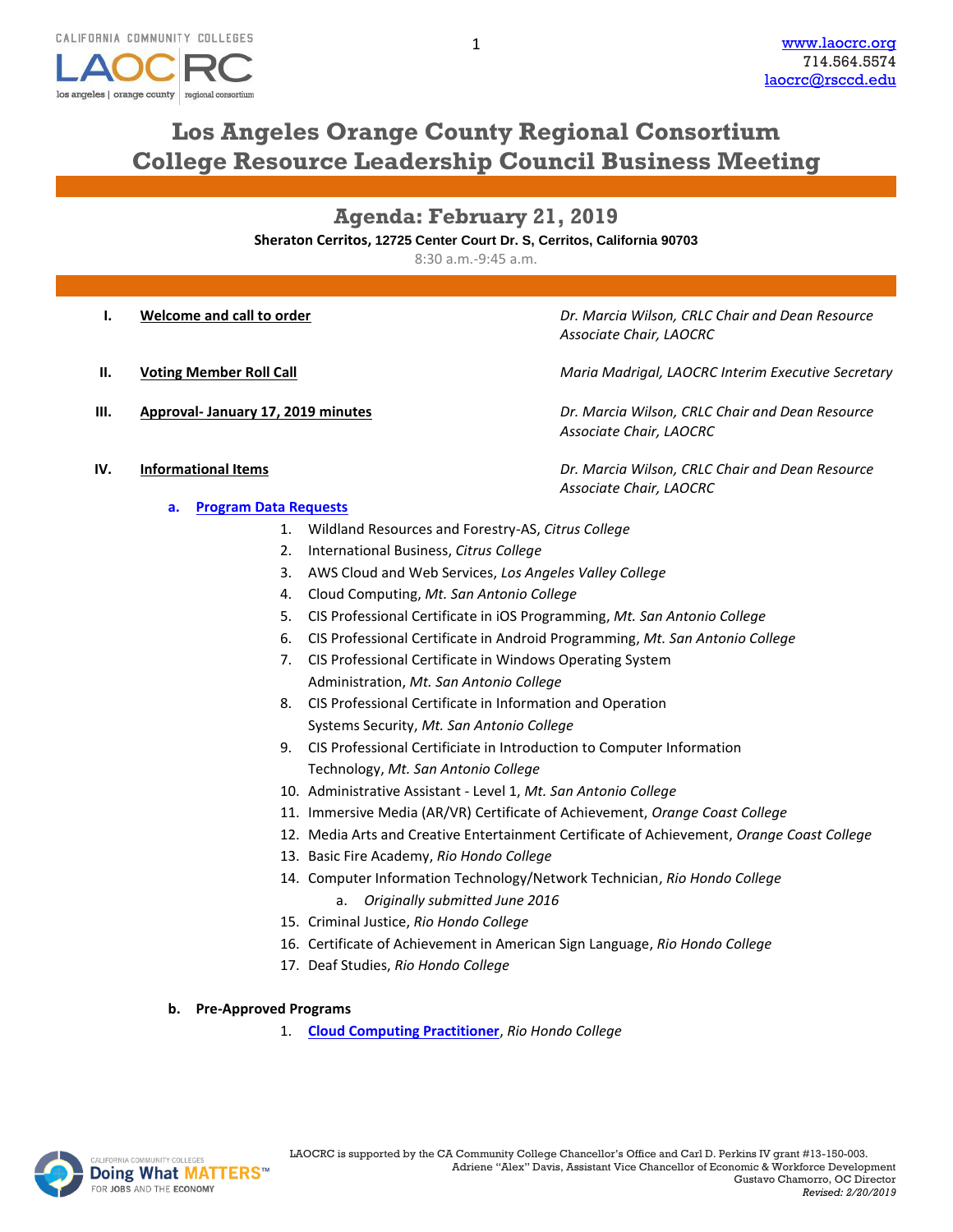# Los Angeles Orange County Regional Consortium
# College Resource Leadership Council Business Meeting

## Agenda: February 21, 2019

**Sheraton Cerritos, 12725 Center Court Dr. S, Cerritos, California 90703**

8:30 a.m.-9:45 a.m.

**I. Welcome and call to order** — *Dr. Marcia Wilson, CRLC Chair and Dean Resource Associate Chair, LAOCRC*

**II. Voting Member Roll Call** — *Maria Madrigal, LAOCRC Interim Executive Secretary*

**III. Approval- January 17, 2019 minutes** — *Dr. Marcia Wilson, CRLC Chair and Dean Resource Associate Chair, LAOCRC*

**IV. Informational Items** — *Dr. Marcia Wilson, CRLC Chair and Dean Resource Associate Chair, LAOCRC*

**a. Program Data Requests**

1. Wildland Resources and Forestry-AS, *Citrus College*
2. International Business, *Citrus College*
3. AWS Cloud and Web Services, *Los Angeles Valley College*
4. Cloud Computing, *Mt. San Antonio College*
5. CIS Professional Certificate in iOS Programming, *Mt. San Antonio College*
6. CIS Professional Certificate in Android Programming, *Mt. San Antonio College*
7. CIS Professional Certificate in Windows Operating System Administration, *Mt. San Antonio College*
8. CIS Professional Certificate in Information and Operation Systems Security, *Mt. San Antonio College*
9. CIS Professional Certificiate in Introduction to Computer Information Technology, *Mt. San Antonio College*
10. Administrative Assistant - Level 1, *Mt. San Antonio College*
11. Immersive Media (AR/VR) Certificate of Achievement, *Orange Coast College*
12. Media Arts and Creative Entertainment Certificate of Achievement, *Orange Coast College*
13. Basic Fire Academy, *Rio Hondo College*
14. Computer Information Technology/Network Technician, *Rio Hondo College*
    a. *Originally submitted June 2016*
15. Criminal Justice, *Rio Hondo College*
16. Certificate of Achievement in American Sign Language, *Rio Hondo College*
17. Deaf Studies, *Rio Hondo College*

**b. Pre-Approved Programs**

1. Cloud Computing Practitioner, *Rio Hondo College*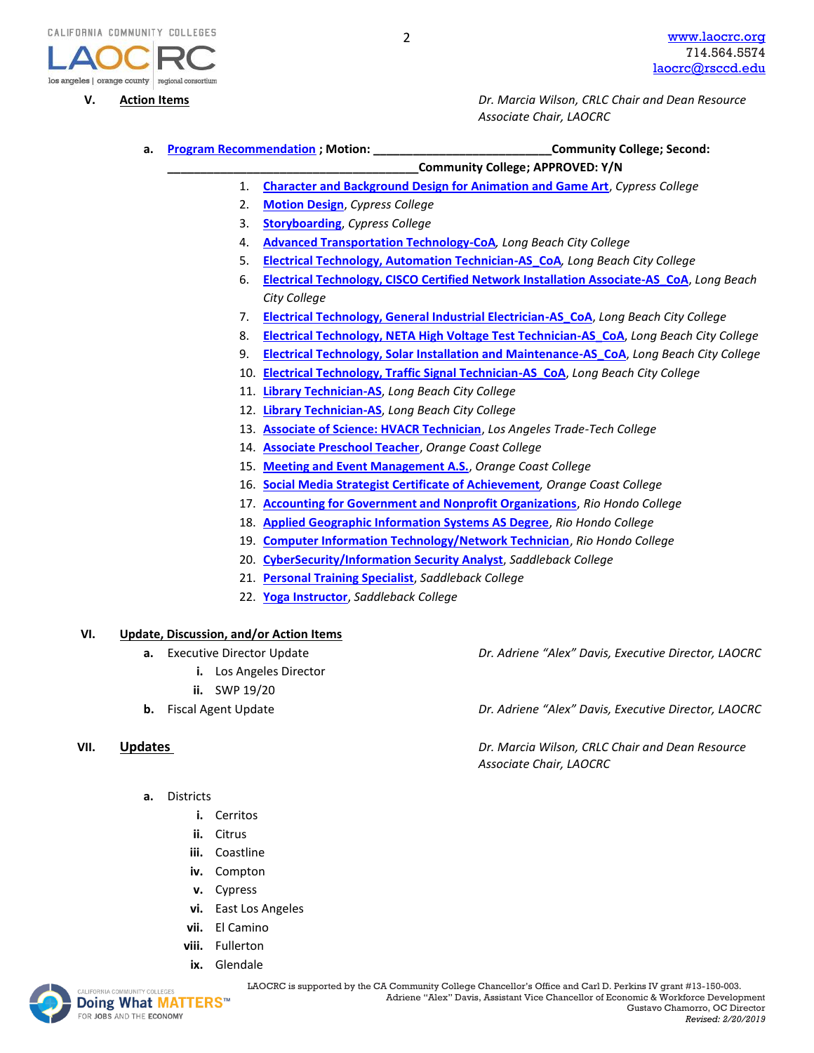**V. Action Items** — *Dr. Marcia Wilson, CRLC Chair and Dean Resource Associate Chair, LAOCRC*

a. **Program Recommendation ; Motion: \_\_\_\_\_\_\_\_\_\_\_\_\_\_\_\_\_\_\_\_\_\_\_\_\_\_Community College; Second: \_\_\_\_\_\_\_\_\_\_\_\_\_\_\_\_\_\_\_\_\_\_\_\_\_\_\_\_\_\_\_\_\_\_\_\_\_\_Community College; APPROVED: Y/N**

1. **Character and Background Design for Animation and Game Art**, *Cypress College*
2. **Motion Design**, *Cypress College*
3. **Storyboarding**, *Cypress College*
4. **Advanced Transportation Technology-CoA**, *Long Beach City College*
5. **Electrical Technology, Automation Technician-AS_CoA**, *Long Beach City College*
6. **Electrical Technology, CISCO Certified Network Installation Associate-AS_CoA**, *Long Beach City College*
7. **Electrical Technology, General Industrial Electrician-AS_CoA**, *Long Beach City College*
8. **Electrical Technology, NETA High Voltage Test Technician-AS_CoA**, *Long Beach City College*
9. **Electrical Technology, Solar Installation and Maintenance-AS_CoA**, *Long Beach City College*
10. **Electrical Technology, Traffic Signal Technician-AS_CoA**, *Long Beach City College*
11. **Library Technician-AS**, *Long Beach City College*
12. **Library Technician-AS**, *Long Beach City College*
13. **Associate of Science: HVACR Technician**, *Los Angeles Trade-Tech College*
14. **Associate Preschool Teacher**, *Orange Coast College*
15. **Meeting and Event Management A.S.**, *Orange Coast College*
16. **Social Media Strategist Certificate of Achievement**, *Orange Coast College*
17. **Accounting for Government and Nonprofit Organizations**, *Rio Hondo College*
18. **Applied Geographic Information Systems AS Degree**, *Rio Hondo College*
19. **Computer Information Technology/Network Technician**, *Rio Hondo College*
20. **CyberSecurity/Information Security Analyst**, *Saddleback College*
21. **Personal Training Specialist**, *Saddleback College*
22. **Yoga Instructor**, *Saddleback College*

**VI. Update, Discussion, and/or Action Items**

a. Executive Director Update — *Dr. Adriene "Alex" Davis, Executive Director, LAOCRC*
   i. Los Angeles Director
   ii. SWP 19/20

b. Fiscal Agent Update — *Dr. Adriene "Alex" Davis, Executive Director, LAOCRC*

**VII. Updates** — *Dr. Marcia Wilson, CRLC Chair and Dean Resource Associate Chair, LAOCRC*

a. Districts
   i. Cerritos
   ii. Citrus
   iii. Coastline
   iv. Compton
   v. Cypress
   vi. East Los Angeles
   vii. El Camino
   viii. Fullerton
   ix. Glendale

LAOCRC is supported by the CA Community College Chancellor's Office and Carl D. Perkins IV grant #13-150-003.
Adriene "Alex" Davis, Assistant Vice Chancellor of Economic & Workforce Development
Gustavo Chamorro, OC Director
*Revised: 2/20/2019*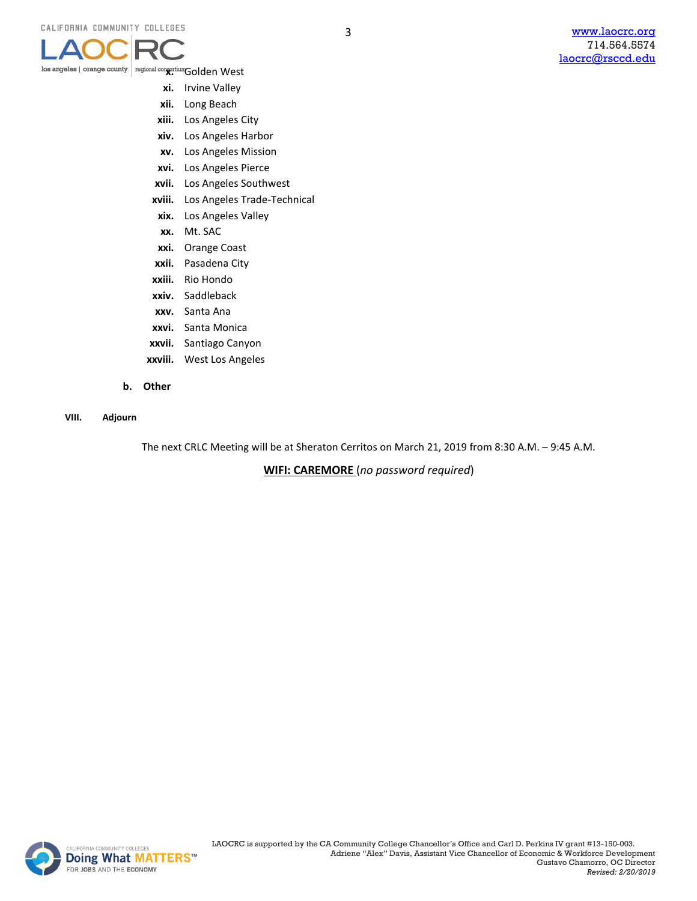x. Golden West
xi. Irvine Valley
xii. Long Beach
xiii. Los Angeles City
xiv. Los Angeles Harbor
xv. Los Angeles Mission
xvi. Los Angeles Pierce
xvii. Los Angeles Southwest
xviii. Los Angeles Trade-Technical
xix. Los Angeles Valley
xx. Mt. SAC
xxi. Orange Coast
xxii. Pasadena City
xxiii. Rio Hondo
xxiv. Saddleback
xxv. Santa Ana
xxvi. Santa Monica
xxvii. Santiago Canyon
xxviii. West Los Angeles

**b. Other**

**VIII. Adjourn**

The next CRLC Meeting will be at Sheraton Cerritos on March 21, 2019 from 8:30 A.M. – 9:45 A.M.

**WIFI: CAREMORE** (*no password required*)

LAOCRC is supported by the CA Community College Chancellor's Office and Carl D. Perkins IV grant #13-150-003.
Adriene "Alex" Davis, Assistant Vice Chancellor of Economic & Workforce Development
Gustavo Chamorro, OC Director
*Revised: 2/20/2019*